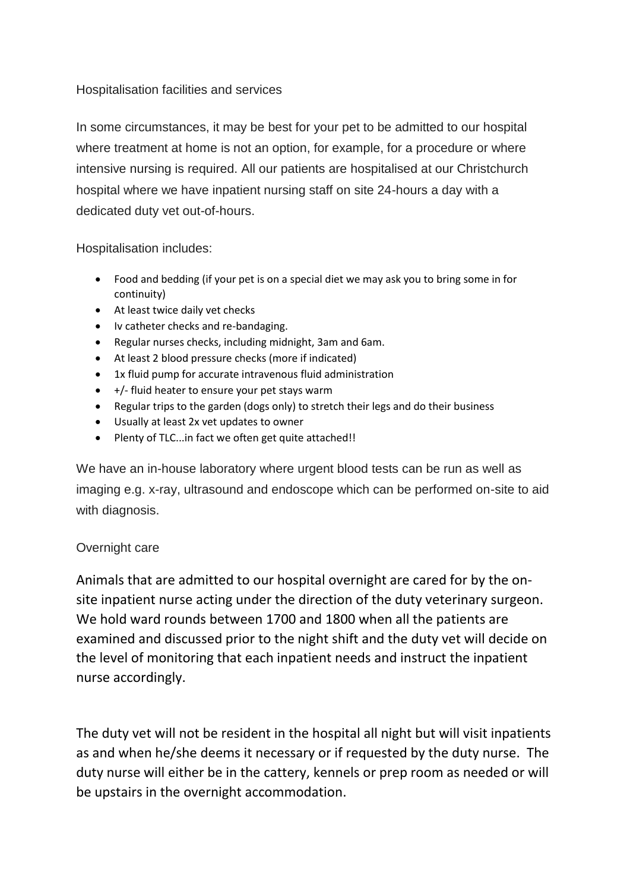## Hospitalisation facilities and services

In some circumstances, it may be best for your pet to be admitted to our hospital where treatment at home is not an option, for example, for a procedure or where intensive nursing is required. All our patients are hospitalised at our Christchurch hospital where we have inpatient nursing staff on site 24-hours a day with a dedicated duty vet out-of-hours.

Hospitalisation includes:

- Food and bedding (if your pet is on a special diet we may ask you to bring some in for continuity)
- At least twice daily vet checks
- Iv catheter checks and re-bandaging.
- Regular nurses checks, including midnight, 3am and 6am.
- At least 2 blood pressure checks (more if indicated)
- 1x fluid pump for accurate intravenous fluid administration
- +/- fluid heater to ensure your pet stays warm
- Regular trips to the garden (dogs only) to stretch their legs and do their business
- Usually at least 2x vet updates to owner
- Plenty of TLC...in fact we often get quite attached!!

We have an in-house laboratory where urgent blood tests can be run as well as imaging e.g. x-ray, ultrasound and endoscope which can be performed on-site to aid with diagnosis.

## Overnight care

Animals that are admitted to our hospital overnight are cared for by the on-site inpatient nurse acting under the direction of the duty veterinary surgeon. We hold ward rounds between 1700 and 1800 when all the patients are examined and discussed prior to the night shift and the duty vet will decide on the level of monitoring that each inpatient needs and instruct the inpatient nurse accordingly.

The duty vet will not be resident in the hospital all night but will visit inpatients as and when he/she deems it necessary or if requested by the duty nurse. The duty nurse will either be in the cattery, kennels or prep room as needed or will be upstairs in the overnight accommodation.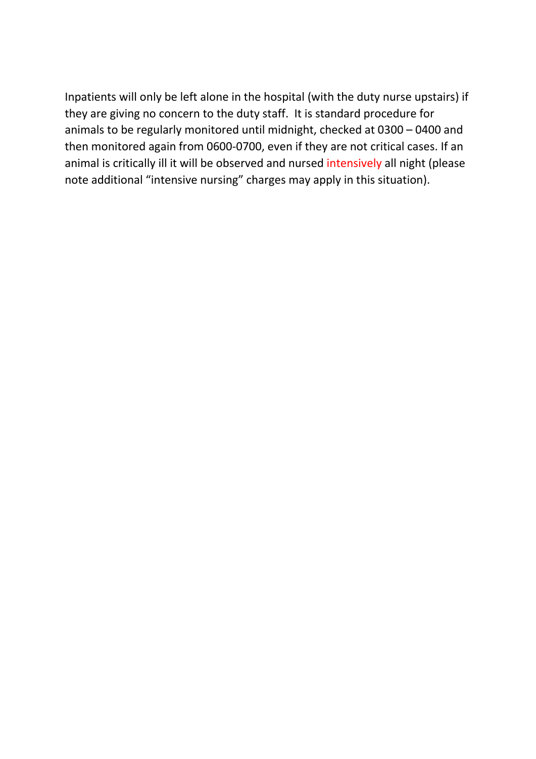Inpatients will only be left alone in the hospital (with the duty nurse upstairs) if they are giving no concern to the duty staff. It is standard procedure for animals to be regularly monitored until midnight, checked at 0300 – 0400 and then monitored again from 0600-0700, even if they are not critical cases. If an animal is critically ill it will be observed and nursed intensively all night (please note additional “intensive nursing” charges may apply in this situation).